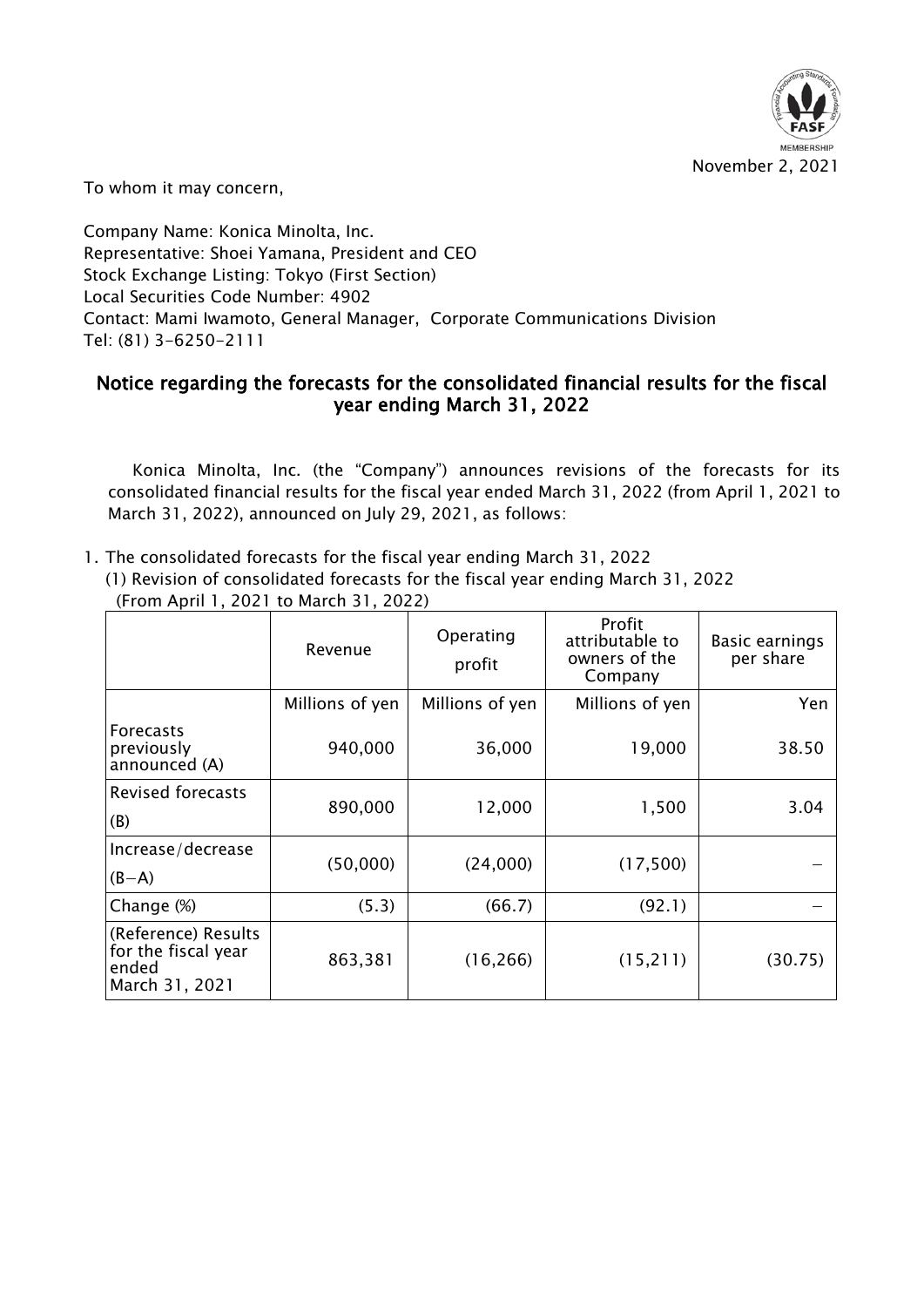November 2, 2021

To whom it may concern,

Company Name: Konica Minolta, Inc.
Representative: Shoei Yamana, President and CEO
Stock Exchange Listing: Tokyo (First Section)
Local Securities Code Number: 4902
Contact: Mami Iwamoto, General Manager, Corporate Communications Division
Tel: (81) 3-6250-2111

## Notice regarding the forecasts for the consolidated financial results for the fiscal year ending March 31, 2022

Konica Minolta, Inc. (the "Company") announces revisions of the forecasts for its consolidated financial results for the fiscal year ended March 31, 2022 (from April 1, 2021 to March 31, 2022), announced on July 29, 2021, as follows:

1. The consolidated forecasts for the fiscal year ending March 31, 2022
   (1) Revision of consolidated forecasts for the fiscal year ending March 31, 2022
   (From April 1, 2021 to March 31, 2022)

| | Revenue | Operating profit | Profit attributable to owners of the Company | Basic earnings per share |
|---|---|---|---|---|
| | Millions of yen | Millions of yen | Millions of yen | Yen |
| Forecasts previously announced (A) | 940,000 | 36,000 | 19,000 | 38.50 |
| Revised forecasts (B) | 890,000 | 12,000 | 1,500 | 3.04 |
| Increase/decrease (B−A) | (50,000) | (24,000) | (17,500) | – |
| Change (%) | (5.3) | (66.7) | (92.1) | – |
| (Reference) Results for the fiscal year ended March 31, 2021 | 863,381 | (16,266) | (15,211) | (30.75) |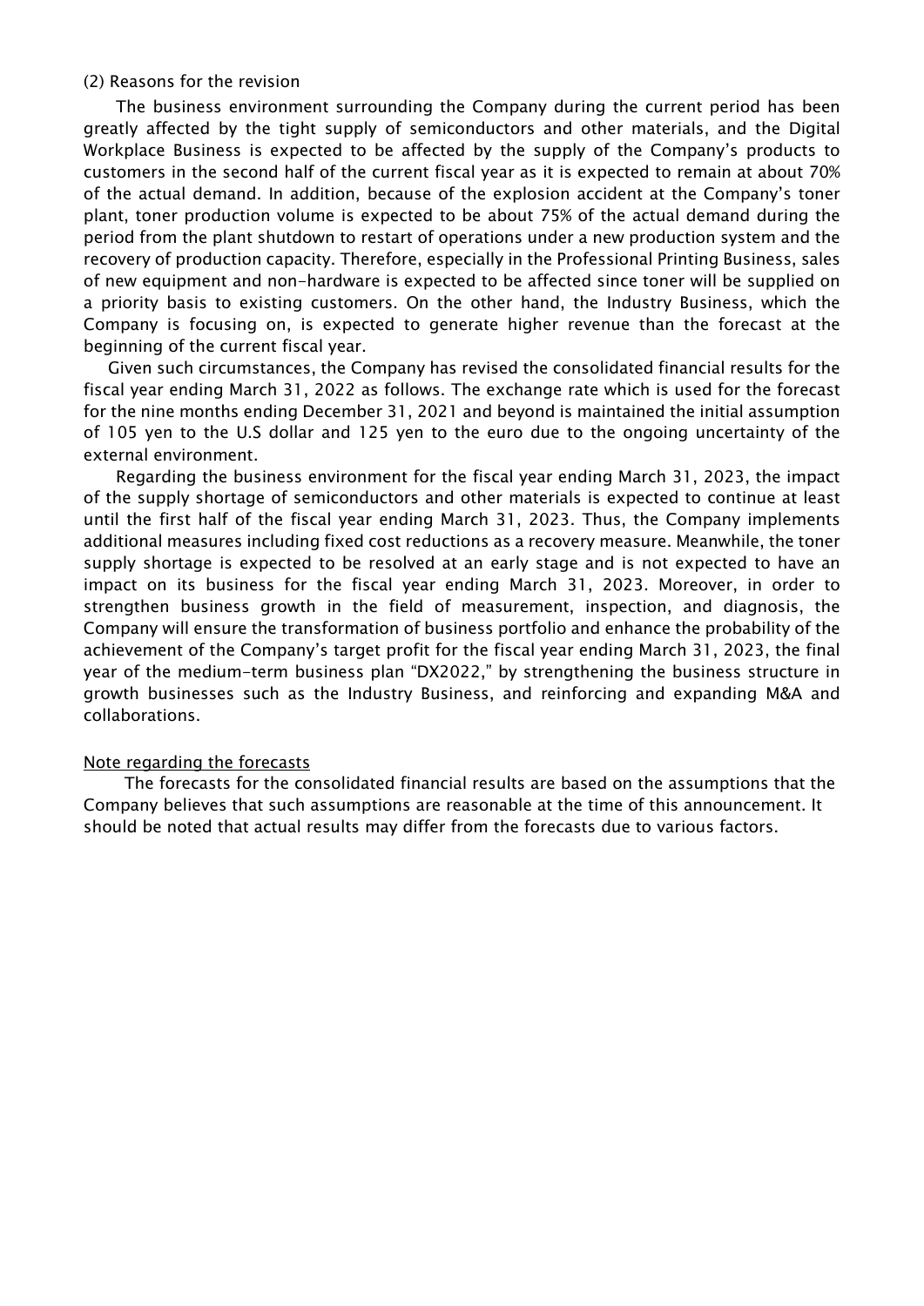(2) Reasons for the revision

The business environment surrounding the Company during the current period has been greatly affected by the tight supply of semiconductors and other materials, and the Digital Workplace Business is expected to be affected by the supply of the Company's products to customers in the second half of the current fiscal year as it is expected to remain at about 70% of the actual demand. In addition, because of the explosion accident at the Company's toner plant, toner production volume is expected to be about 75% of the actual demand during the period from the plant shutdown to restart of operations under a new production system and the recovery of production capacity. Therefore, especially in the Professional Printing Business, sales of new equipment and non-hardware is expected to be affected since toner will be supplied on a priority basis to existing customers. On the other hand, the Industry Business, which the Company is focusing on, is expected to generate higher revenue than the forecast at the beginning of the current fiscal year.

Given such circumstances, the Company has revised the consolidated financial results for the fiscal year ending March 31, 2022 as follows. The exchange rate which is used for the forecast for the nine months ending December 31, 2021 and beyond is maintained the initial assumption of 105 yen to the U.S dollar and 125 yen to the euro due to the ongoing uncertainty of the external environment.

Regarding the business environment for the fiscal year ending March 31, 2023, the impact of the supply shortage of semiconductors and other materials is expected to continue at least until the first half of the fiscal year ending March 31, 2023. Thus, the Company implements additional measures including fixed cost reductions as a recovery measure. Meanwhile, the toner supply shortage is expected to be resolved at an early stage and is not expected to have an impact on its business for the fiscal year ending March 31, 2023. Moreover, in order to strengthen business growth in the field of measurement, inspection, and diagnosis, the Company will ensure the transformation of business portfolio and enhance the probability of the achievement of the Company's target profit for the fiscal year ending March 31, 2023, the final year of the medium-term business plan "DX2022," by strengthening the business structure in growth businesses such as the Industry Business, and reinforcing and expanding M&A and collaborations.

<u>Note regarding the forecasts</u>

The forecasts for the consolidated financial results are based on the assumptions that the Company believes that such assumptions are reasonable at the time of this announcement. It should be noted that actual results may differ from the forecasts due to various factors.